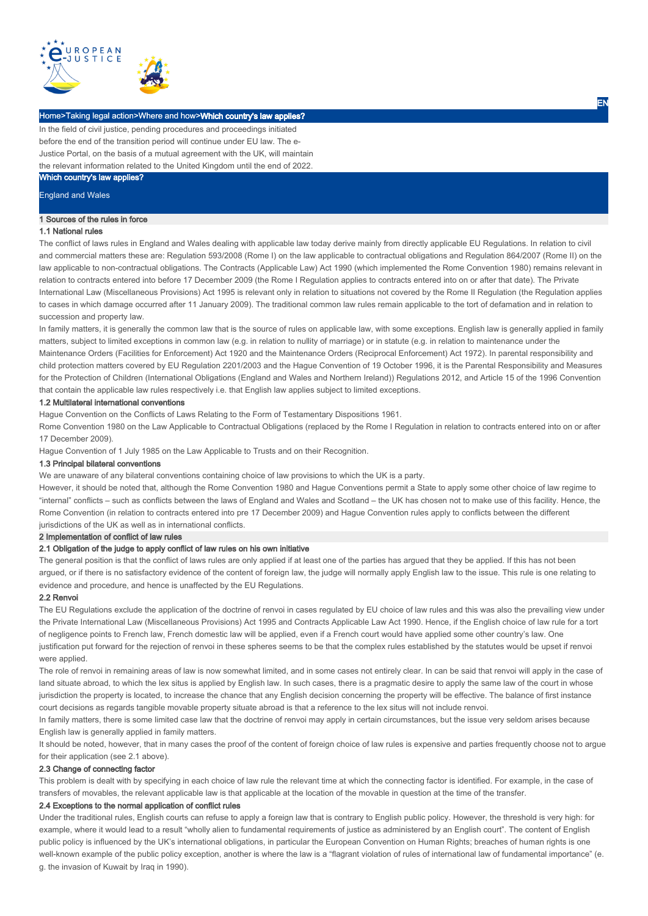Home>Taking legal action>Where and how>**Which country's law applies?**

In the field of civil justice, pending procedures and proceedings initiated before the end of the transition period will continue under EU law. The e-Justice Portal, on the basis of a mutual agreement with the UK, will maintain the relevant information related to the United Kingdom until the end of 2022.

# Which country's law applies?

England and Wales

## 1 Sources of the rules in force

### 1.1 National rules

The conflict of laws rules in England and Wales dealing with applicable law today derive mainly from directly applicable EU Regulations. In relation to civil and commercial matters these are: Regulation 593/2008 (Rome I) on the law applicable to contractual obligations and Regulation 864/2007 (Rome II) on the law applicable to non-contractual obligations. The Contracts (Applicable Law) Act 1990 (which implemented the Rome Convention 1980) remains relevant in relation to contracts entered into before 17 December 2009 (the Rome I Regulation applies to contracts entered into on or after that date). The Private International Law (Miscellaneous Provisions) Act 1995 is relevant only in relation to situations not covered by the Rome II Regulation (the Regulation applies to cases in which damage occurred after 11 January 2009). The traditional common law rules remain applicable to the tort of defamation and in relation to succession and property law.

In family matters, it is generally the common law that is the source of rules on applicable law, with some exceptions. English law is generally applied in family matters, subject to limited exceptions in common law (e.g. in relation to nullity of marriage) or in statute (e.g. in relation to maintenance under the Maintenance Orders (Facilities for Enforcement) Act 1920 and the Maintenance Orders (Reciprocal Enforcement) Act 1972). In parental responsibility and child protection matters covered by EU Regulation 2201/2003 and the Hague Convention of 19 October 1996, it is the Parental Responsibility and Measures for the Protection of Children (International Obligations (England and Wales and Northern Ireland)) Regulations 2012, and Article 15 of the 1996 Convention that contain the applicable law rules respectively i.e. that English law applies subject to limited exceptions.

### 1.2 Multilateral international conventions

Hague Convention on the Conflicts of Laws Relating to the Form of Testamentary Dispositions 1961.

Rome Convention 1980 on the Law Applicable to Contractual Obligations (replaced by the Rome I Regulation in relation to contracts entered into on or after 17 December 2009).

Hague Convention of 1 July 1985 on the Law Applicable to Trusts and on their Recognition.

### 1.3 Principal bilateral conventions

We are unaware of any bilateral conventions containing choice of law provisions to which the UK is a party.

However, it should be noted that, although the Rome Convention 1980 and Hague Conventions permit a State to apply some other choice of law regime to "internal" conflicts – such as conflicts between the laws of England and Wales and Scotland – the UK has chosen not to make use of this facility. Hence, the Rome Convention (in relation to contracts entered into pre 17 December 2009) and Hague Convention rules apply to conflicts between the different jurisdictions of the UK as well as in international conflicts.

## 2 Implementation of conflict of law rules

### 2.1 Obligation of the judge to apply conflict of law rules on his own initiative

The general position is that the conflict of laws rules are only applied if at least one of the parties has argued that they be applied. If this has not been argued, or if there is no satisfactory evidence of the content of foreign law, the judge will normally apply English law to the issue. This rule is one relating to evidence and procedure, and hence is unaffected by the EU Regulations.

### 2.2 Renvoi

The EU Regulations exclude the application of the doctrine of renvoi in cases regulated by EU choice of law rules and this was also the prevailing view under the Private International Law (Miscellaneous Provisions) Act 1995 and Contracts Applicable Law Act 1990. Hence, if the English choice of law rule for a tort of negligence points to French law, French domestic law will be applied, even if a French court would have applied some other country's law. One justification put forward for the rejection of renvoi in these spheres seems to be that the complex rules established by the statutes would be upset if renvoi were applied.

The role of renvoi in remaining areas of law is now somewhat limited, and in some cases not entirely clear. In can be said that renvoi will apply in the case of land situate abroad, to which the lex situs is applied by English law. In such cases, there is a pragmatic desire to apply the same law of the court in whose jurisdiction the property is located, to increase the chance that any English decision concerning the property will be effective. The balance of first instance court decisions as regards tangible movable property situate abroad is that a reference to the lex situs will not include renvoi.

In family matters, there is some limited case law that the doctrine of renvoi may apply in certain circumstances, but the issue very seldom arises because English law is generally applied in family matters.

It should be noted, however, that in many cases the proof of the content of foreign choice of law rules is expensive and parties frequently choose not to argue for their application (see 2.1 above).

### 2.3 Change of connecting factor

This problem is dealt with by specifying in each choice of law rule the relevant time at which the connecting factor is identified. For example, in the case of transfers of movables, the relevant applicable law is that applicable at the location of the movable in question at the time of the transfer.

### 2.4 Exceptions to the normal application of conflict rules

Under the traditional rules, English courts can refuse to apply a foreign law that is contrary to English public policy. However, the threshold is very high: for example, where it would lead to a result "wholly alien to fundamental requirements of justice as administered by an English court". The content of English public policy is influenced by the UK's international obligations, in particular the European Convention on Human Rights; breaches of human rights is one well-known example of the public policy exception, another is where the law is a "flagrant violation of rules of international law of fundamental importance" (e.g. the invasion of Kuwait by Iraq in 1990).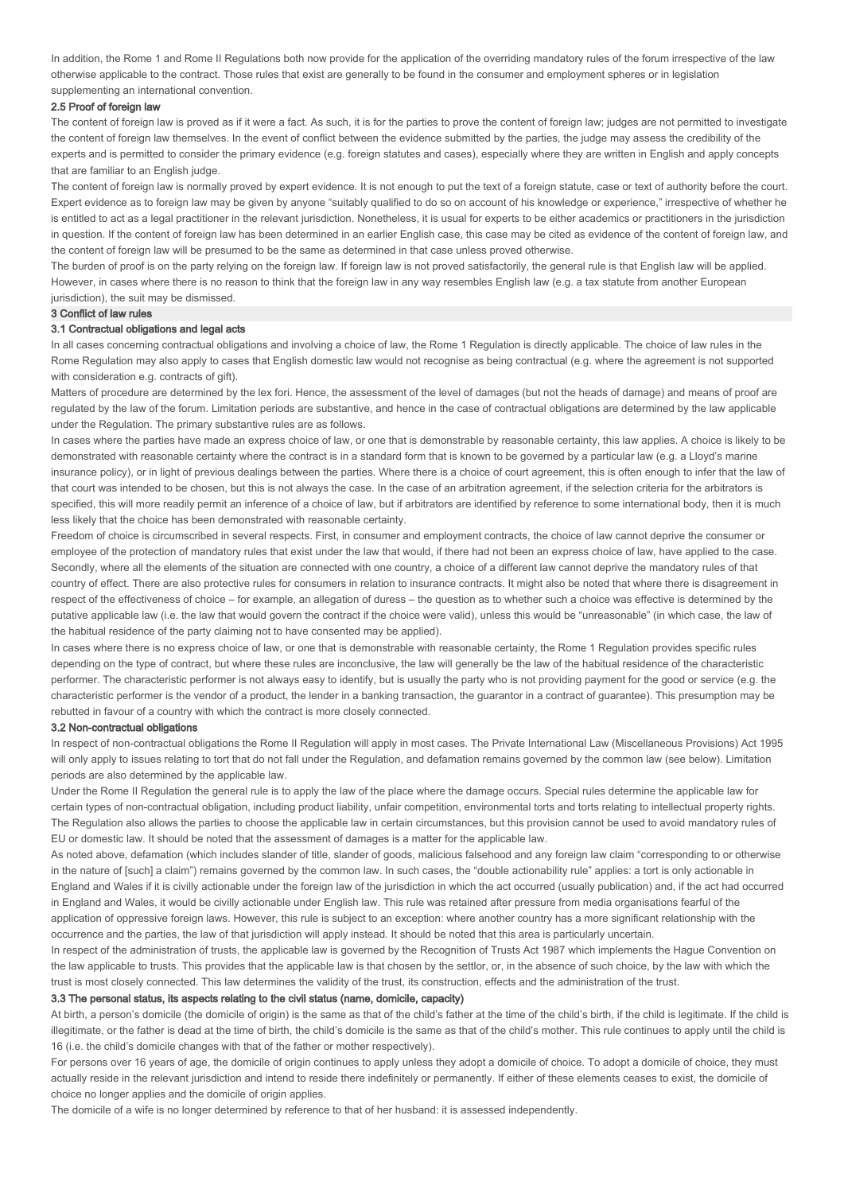In addition, the Rome 1 and Rome II Regulations both now provide for the application of the overriding mandatory rules of the forum irrespective of the law otherwise applicable to the contract. Those rules that exist are generally to be found in the consumer and employment spheres or in legislation supplementing an international convention.

### 2.5 Proof of foreign law

The content of foreign law is proved as if it were a fact. As such, it is for the parties to prove the content of foreign law; judges are not permitted to investigate the content of foreign law themselves. In the event of conflict between the evidence submitted by the parties, the judge may assess the credibility of the experts and is permitted to consider the primary evidence (e.g. foreign statutes and cases), especially where they are written in English and apply concepts that are familiar to an English judge.

The content of foreign law is normally proved by expert evidence. It is not enough to put the text of a foreign statute, case or text of authority before the court. Expert evidence as to foreign law may be given by anyone "suitably qualified to do so on account of his knowledge or experience," irrespective of whether he is entitled to act as a legal practitioner in the relevant jurisdiction. Nonetheless, it is usual for experts to be either academics or practitioners in the jurisdiction in question. If the content of foreign law has been determined in an earlier English case, this case may be cited as evidence of the content of foreign law, and the content of foreign law will be presumed to be the same as determined in that case unless proved otherwise.

The burden of proof is on the party relying on the foreign law. If foreign law is not proved satisfactorily, the general rule is that English law will be applied. However, in cases where there is no reason to think that the foreign law in any way resembles English law (e.g. a tax statute from another European jurisdiction), the suit may be dismissed.

## 3 Conflict of law rules

### 3.1 Contractual obligations and legal acts

In all cases concerning contractual obligations and involving a choice of law, the Rome 1 Regulation is directly applicable. The choice of law rules in the Rome Regulation may also apply to cases that English domestic law would not recognise as being contractual (e.g. where the agreement is not supported with consideration e.g. contracts of gift).

Matters of procedure are determined by the lex fori. Hence, the assessment of the level of damages (but not the heads of damage) and means of proof are regulated by the law of the forum. Limitation periods are substantive, and hence in the case of contractual obligations are determined by the law applicable under the Regulation. The primary substantive rules are as follows.

In cases where the parties have made an express choice of law, or one that is demonstrable by reasonable certainty, this law applies. A choice is likely to be demonstrated with reasonable certainty where the contract is in a standard form that is known to be governed by a particular law (e.g. a Lloyd's marine insurance policy), or in light of previous dealings between the parties. Where there is a choice of court agreement, this is often enough to infer that the law of that court was intended to be chosen, but this is not always the case. In the case of an arbitration agreement, if the selection criteria for the arbitrators is specified, this will more readily permit an inference of a choice of law, but if arbitrators are identified by reference to some international body, then it is much less likely that the choice has been demonstrated with reasonable certainty.

Freedom of choice is circumscribed in several respects. First, in consumer and employment contracts, the choice of law cannot deprive the consumer or employee of the protection of mandatory rules that exist under the law that would, if there had not been an express choice of law, have applied to the case. Secondly, where all the elements of the situation are connected with one country, a choice of a different law cannot deprive the mandatory rules of that country of effect. There are also protective rules for consumers in relation to insurance contracts. It might also be noted that where there is disagreement in respect of the effectiveness of choice – for example, an allegation of duress – the question as to whether such a choice was effective is determined by the putative applicable law (i.e. the law that would govern the contract if the choice were valid), unless this would be "unreasonable" (in which case, the law of the habitual residence of the party claiming not to have consented may be applied).

In cases where there is no express choice of law, or one that is demonstrable with reasonable certainty, the Rome 1 Regulation provides specific rules depending on the type of contract, but where these rules are inconclusive, the law will generally be the law of the habitual residence of the characteristic performer. The characteristic performer is not always easy to identify, but is usually the party who is not providing payment for the good or service (e.g. the characteristic performer is the vendor of a product, the lender in a banking transaction, the guarantor in a contract of guarantee). This presumption may be rebutted in favour of a country with which the contract is more closely connected.

### 3.2 Non-contractual obligations

In respect of non-contractual obligations the Rome II Regulation will apply in most cases. The Private International Law (Miscellaneous Provisions) Act 1995 will only apply to issues relating to tort that do not fall under the Regulation, and defamation remains governed by the common law (see below). Limitation periods are also determined by the applicable law.

Under the Rome II Regulation the general rule is to apply the law of the place where the damage occurs. Special rules determine the applicable law for certain types of non-contractual obligation, including product liability, unfair competition, environmental torts and torts relating to intellectual property rights. The Regulation also allows the parties to choose the applicable law in certain circumstances, but this provision cannot be used to avoid mandatory rules of EU or domestic law. It should be noted that the assessment of damages is a matter for the applicable law.

As noted above, defamation (which includes slander of title, slander of goods, malicious falsehood and any foreign law claim "corresponding to or otherwise in the nature of [such] a claim") remains governed by the common law. In such cases, the "double actionability rule" applies: a tort is only actionable in England and Wales if it is civilly actionable under the foreign law of the jurisdiction in which the act occurred (usually publication) and, if the act had occurred in England and Wales, it would be civilly actionable under English law. This rule was retained after pressure from media organisations fearful of the application of oppressive foreign laws. However, this rule is subject to an exception: where another country has a more significant relationship with the occurrence and the parties, the law of that jurisdiction will apply instead. It should be noted that this area is particularly uncertain.

In respect of the administration of trusts, the applicable law is governed by the Recognition of Trusts Act 1987 which implements the Hague Convention on the law applicable to trusts. This provides that the applicable law is that chosen by the settlor, or, in the absence of such choice, by the law with which the trust is most closely connected. This law determines the validity of the trust, its construction, effects and the administration of the trust.

### 3.3 The personal status, its aspects relating to the civil status (name, domicile, capacity)

At birth, a person's domicile (the domicile of origin) is the same as that of the child's father at the time of the child's birth, if the child is legitimate. If the child is illegitimate, or the father is dead at the time of birth, the child's domicile is the same as that of the child's mother. This rule continues to apply until the child is 16 (i.e. the child's domicile changes with that of the father or mother respectively).

For persons over 16 years of age, the domicile of origin continues to apply unless they adopt a domicile of choice. To adopt a domicile of choice, they must actually reside in the relevant jurisdiction and intend to reside there indefinitely or permanently. If either of these elements ceases to exist, the domicile of choice no longer applies and the domicile of origin applies.

The domicile of a wife is no longer determined by reference to that of her husband: it is assessed independently.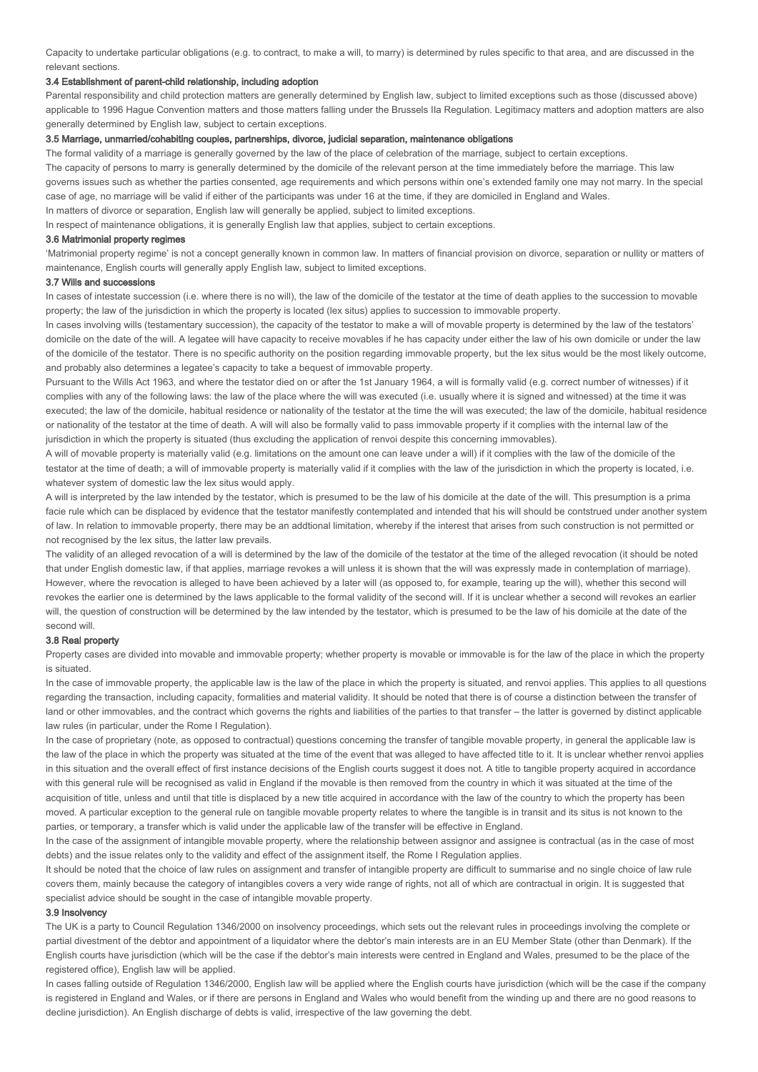Capacity to undertake particular obligations (e.g. to contract, to make a will, to marry) is determined by rules specific to that area, and are discussed in the relevant sections.

### 3.4 Establishment of parent-child relationship, including adoption

Parental responsibility and child protection matters are generally determined by English law, subject to limited exceptions such as those (discussed above) applicable to 1996 Hague Convention matters and those matters falling under the Brussels IIa Regulation. Legitimacy matters and adoption matters are also generally determined by English law, subject to certain exceptions.

### 3.5 Marriage, unmarried/cohabiting couples, partnerships, divorce, judicial separation, maintenance obligations

The formal validity of a marriage is generally governed by the law of the place of celebration of the marriage, subject to certain exceptions.

The capacity of persons to marry is generally determined by the domicile of the relevant person at the time immediately before the marriage. This law governs issues such as whether the parties consented, age requirements and which persons within one's extended family one may not marry. In the special case of age, no marriage will be valid if either of the participants was under 16 at the time, if they are domiciled in England and Wales.

In matters of divorce or separation, English law will generally be applied, subject to limited exceptions.

In respect of maintenance obligations, it is generally English law that applies, subject to certain exceptions.

### 3.6 Matrimonial property regimes

'Matrimonial property regime' is not a concept generally known in common law. In matters of financial provision on divorce, separation or nullity or matters of maintenance, English courts will generally apply English law, subject to limited exceptions.

### 3.7 Wills and successions

In cases of intestate succession (i.e. where there is no will), the law of the domicile of the testator at the time of death applies to the succession to movable property; the law of the jurisdiction in which the property is located (lex situs) applies to succession to immovable property.

In cases involving wills (testamentary succession), the capacity of the testator to make a will of movable property is determined by the law of the testators' domicile on the date of the will. A legatee will have capacity to receive movables if he has capacity under either the law of his own domicile or under the law of the domicile of the testator. There is no specific authority on the position regarding immovable property, but the lex situs would be the most likely outcome, and probably also determines a legatee's capacity to take a bequest of immovable property.

Pursuant to the Wills Act 1963, and where the testator died on or after the 1st January 1964, a will is formally valid (e.g. correct number of witnesses) if it complies with any of the following laws: the law of the place where the will was executed (i.e. usually where it is signed and witnessed) at the time it was executed; the law of the domicile, habitual residence or nationality of the testator at the time the will was executed; the law of the domicile, habitual residence or nationality of the testator at the time of death. A will will also be formally valid to pass immovable property if it complies with the internal law of the jurisdiction in which the property is situated (thus excluding the application of renvoi despite this concerning immovables).

A will of movable property is materially valid (e.g. limitations on the amount one can leave under a will) if it complies with the law of the domicile of the testator at the time of death; a will of immovable property is materially valid if it complies with the law of the jurisdiction in which the property is located, i.e. whatever system of domestic law the lex situs would apply.

A will is interpreted by the law intended by the testator, which is presumed to be the law of his domicile at the date of the will. This presumption is a prima facie rule which can be displaced by evidence that the testator manifestly contemplated and intended that his will should be contstrued under another system of law. In relation to immovable property, there may be an addtional limitation, whereby if the interest that arises from such construction is not permitted or not recognised by the lex situs, the latter law prevails.

The validity of an alleged revocation of a will is determined by the law of the domicile of the testator at the time of the alleged revocation (it should be noted that under English domestic law, if that applies, marriage revokes a will unless it is shown that the will was expressly made in contemplation of marriage). However, where the revocation is alleged to have been achieved by a later will (as opposed to, for example, tearing up the will), whether this second will revokes the earlier one is determined by the laws applicable to the formal validity of the second will. If it is unclear whether a second will revokes an earlier will, the question of construction will be determined by the law intended by the testator, which is presumed to be the law of his domicile at the date of the second will.

### 3.8 Real property

Property cases are divided into movable and immovable property; whether property is movable or immovable is for the law of the place in which the property is situated.

In the case of immovable property, the applicable law is the law of the place in which the property is situated, and renvoi applies. This applies to all questions regarding the transaction, including capacity, formalities and material validity. It should be noted that there is of course a distinction between the transfer of land or other immovables, and the contract which governs the rights and liabilities of the parties to that transfer – the latter is governed by distinct applicable law rules (in particular, under the Rome I Regulation).

In the case of proprietary (note, as opposed to contractual) questions concerning the transfer of tangible movable property, in general the applicable law is the law of the place in which the property was situated at the time of the event that was alleged to have affected title to it. It is unclear whether renvoi applies in this situation and the overall effect of first instance decisions of the English courts suggest it does not. A title to tangible property acquired in accordance with this general rule will be recognised as valid in England if the movable is then removed from the country in which it was situated at the time of the acquisition of title, unless and until that title is displaced by a new title acquired in accordance with the law of the country to which the property has been moved. A particular exception to the general rule on tangible movable property relates to where the tangible is in transit and its situs is not known to the parties, or temporary, a transfer which is valid under the applicable law of the transfer will be effective in England.

In the case of the assignment of intangible movable property, where the relationship between assignor and assignee is contractual (as in the case of most debts) and the issue relates only to the validity and effect of the assignment itself, the Rome I Regulation applies.

It should be noted that the choice of law rules on assignment and transfer of intangible property are difficult to summarise and no single choice of law rule covers them, mainly because the category of intangibles covers a very wide range of rights, not all of which are contractual in origin. It is suggested that specialist advice should be sought in the case of intangible movable property.

### 3.9 Insolvency

The UK is a party to Council Regulation 1346/2000 on insolvency proceedings, which sets out the relevant rules in proceedings involving the complete or partial divestment of the debtor and appointment of a liquidator where the debtor's main interests are in an EU Member State (other than Denmark). If the English courts have jurisdiction (which will be the case if the debtor's main interests were centred in England and Wales, presumed to be the place of the registered office), English law will be applied.

In cases falling outside of Regulation 1346/2000, English law will be applied where the English courts have jurisdiction (which will be the case if the company is registered in England and Wales, or if there are persons in England and Wales who would benefit from the winding up and there are no good reasons to decline jurisdiction). An English discharge of debts is valid, irrespective of the law governing the debt.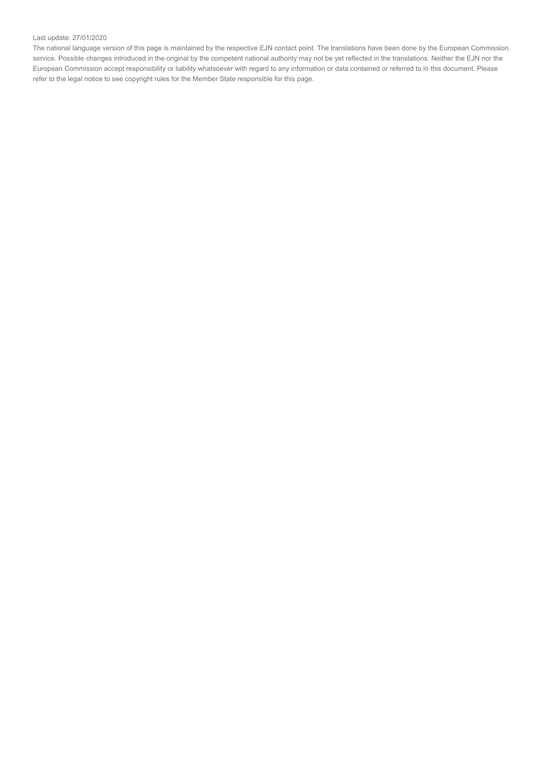Last update: 27/01/2020

The national language version of this page is maintained by the respective EJN contact point. The translations have been done by the European Commission service. Possible changes introduced in the original by the competent national authority may not be yet reflected in the translations. Neither the EJN nor the European Commission accept responsibility or liability whatsoever with regard to any information or data contained or referred to in this document. Please refer to the legal notice to see copyright rules for the Member State responsible for this page.